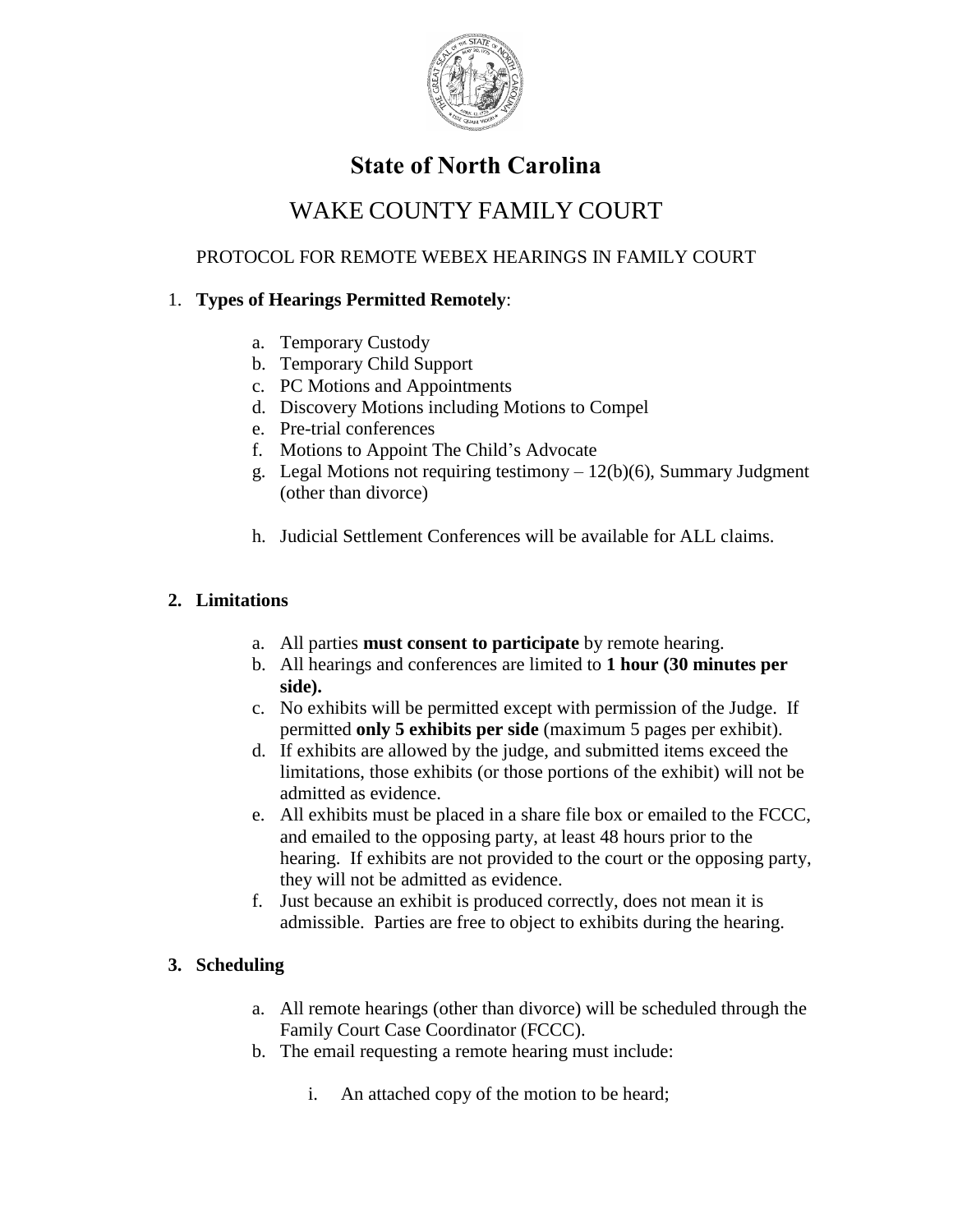# State of North Carolina

## WAKE COUNTY FAMILY COURT

PROTOCOL FOR REMOTE WEBEX HEARINGS IN FAMILY COURT

1. **Types of Hearings Permitted Remotely**:

    a. Temporary Custody
    b. Temporary Child Support
    c. PC Motions and Appointments
    d. Discovery Motions including Motions to Compel
    e. Pre-trial conferences
    f. Motions to Appoint The Child's Advocate
    g. Legal Motions not requiring testimony – 12(b)(6), Summary Judgment (other than divorce)

    h. Judicial Settlement Conferences will be available for ALL claims.

2. **Limitations**

    a. All parties **must consent to participate** by remote hearing.
    b. All hearings and conferences are limited to **1 hour (30 minutes per side).**
    c. No exhibits will be permitted except with permission of the Judge. If permitted **only 5 exhibits per side** (maximum 5 pages per exhibit).
    d. If exhibits are allowed by the judge, and submitted items exceed the limitations, those exhibits (or those portions of the exhibit) will not be admitted as evidence.
    e. All exhibits must be placed in a share file box or emailed to the FCCC, and emailed to the opposing party, at least 48 hours prior to the hearing. If exhibits are not provided to the court or the opposing party, they will not be admitted as evidence.
    f. Just because an exhibit is produced correctly, does not mean it is admissible. Parties are free to object to exhibits during the hearing.

3. **Scheduling**

    a. All remote hearings (other than divorce) will be scheduled through the Family Court Case Coordinator (FCCC).
    b. The email requesting a remote hearing must include:

        i. An attached copy of the motion to be heard;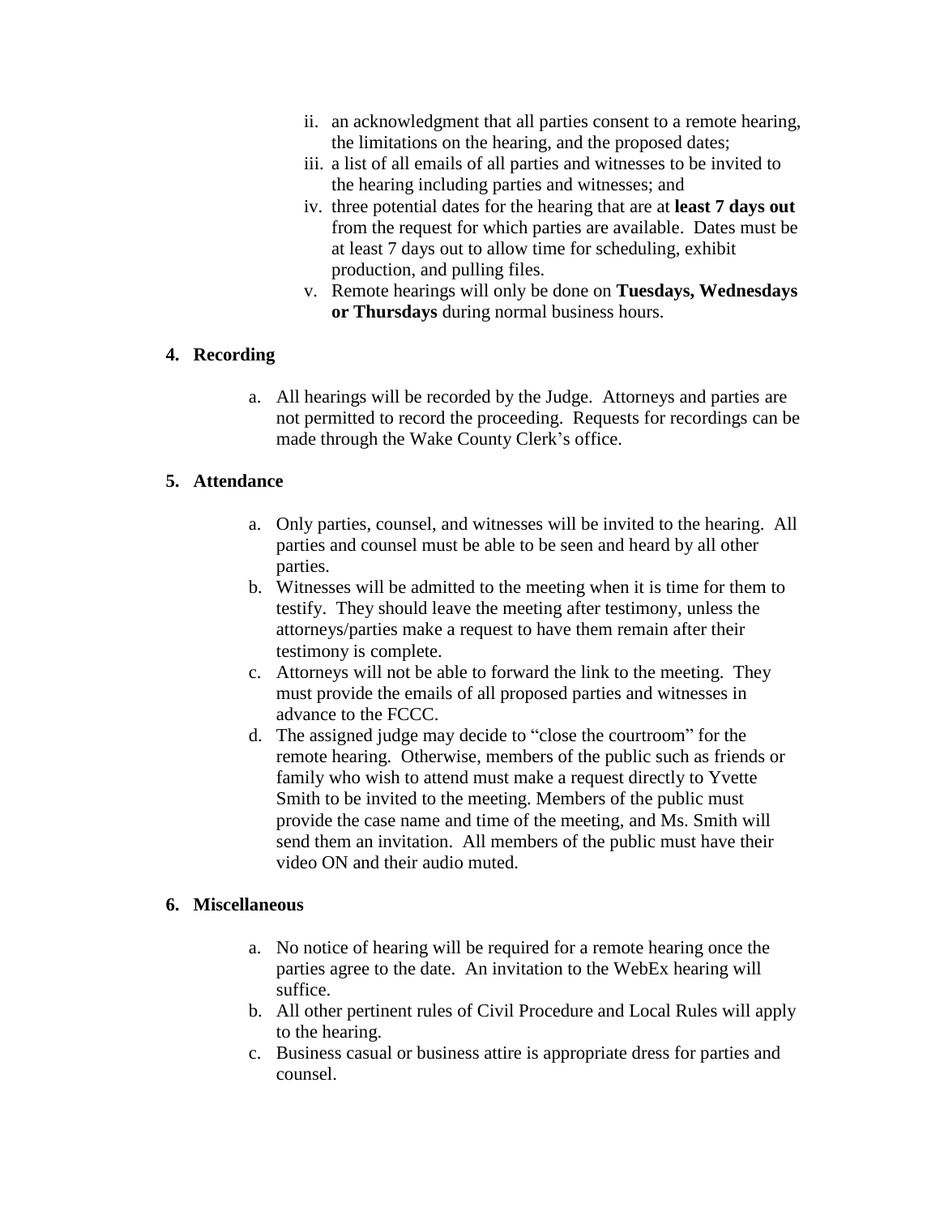ii. an acknowledgment that all parties consent to a remote hearing, the limitations on the hearing, and the proposed dates;
iii. a list of all emails of all parties and witnesses to be invited to the hearing including parties and witnesses; and
iv. three potential dates for the hearing that are at **least 7 days out** from the request for which parties are available. Dates must be at least 7 days out to allow time for scheduling, exhibit production, and pulling files.
v. Remote hearings will only be done on **Tuesdays, Wednesdays or Thursdays** during normal business hours.

**4. Recording**

a. All hearings will be recorded by the Judge. Attorneys and parties are not permitted to record the proceeding. Requests for recordings can be made through the Wake County Clerk's office.

**5. Attendance**

a. Only parties, counsel, and witnesses will be invited to the hearing. All parties and counsel must be able to be seen and heard by all other parties.
b. Witnesses will be admitted to the meeting when it is time for them to testify. They should leave the meeting after testimony, unless the attorneys/parties make a request to have them remain after their testimony is complete.
c. Attorneys will not be able to forward the link to the meeting. They must provide the emails of all proposed parties and witnesses in advance to the FCCC.
d. The assigned judge may decide to "close the courtroom" for the remote hearing. Otherwise, members of the public such as friends or family who wish to attend must make a request directly to Yvette Smith to be invited to the meeting. Members of the public must provide the case name and time of the meeting, and Ms. Smith will send them an invitation. All members of the public must have their video ON and their audio muted.

**6. Miscellaneous**

a. No notice of hearing will be required for a remote hearing once the parties agree to the date. An invitation to the WebEx hearing will suffice.
b. All other pertinent rules of Civil Procedure and Local Rules will apply to the hearing.
c. Business casual or business attire is appropriate dress for parties and counsel.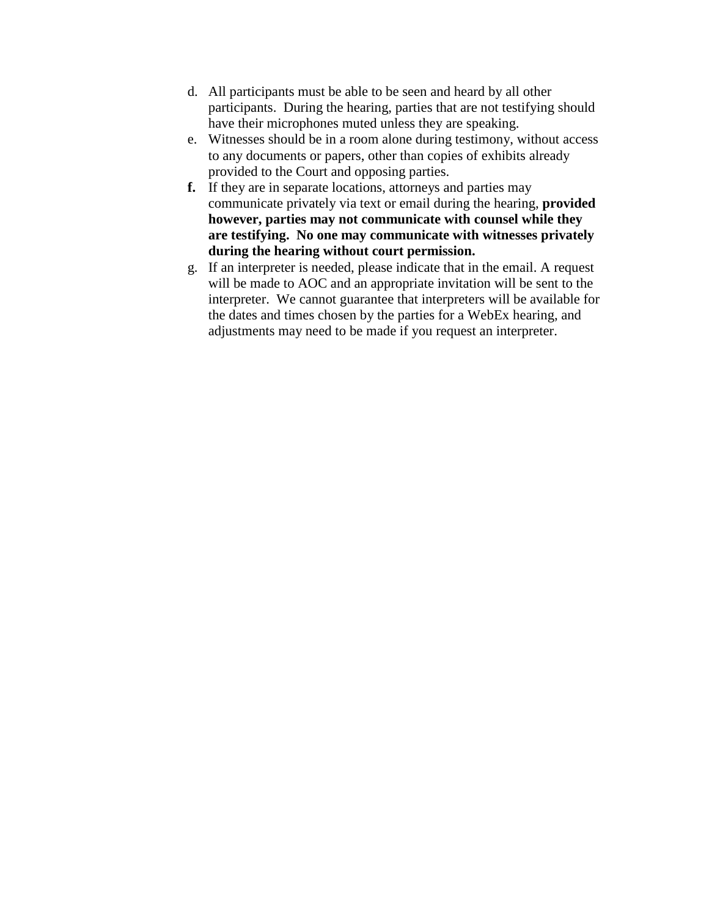d. All participants must be able to be seen and heard by all other participants. During the hearing, parties that are not testifying should have their microphones muted unless they are speaking.

e. Witnesses should be in a room alone during testimony, without access to any documents or papers, other than copies of exhibits already provided to the Court and opposing parties.

**f.** If they are in separate locations, attorneys and parties may communicate privately via text or email during the hearing, **provided however, parties may not communicate with counsel while they are testifying. No one may communicate with witnesses privately during the hearing without court permission.**

g. If an interpreter is needed, please indicate that in the email. A request will be made to AOC and an appropriate invitation will be sent to the interpreter. We cannot guarantee that interpreters will be available for the dates and times chosen by the parties for a WebEx hearing, and adjustments may need to be made if you request an interpreter.